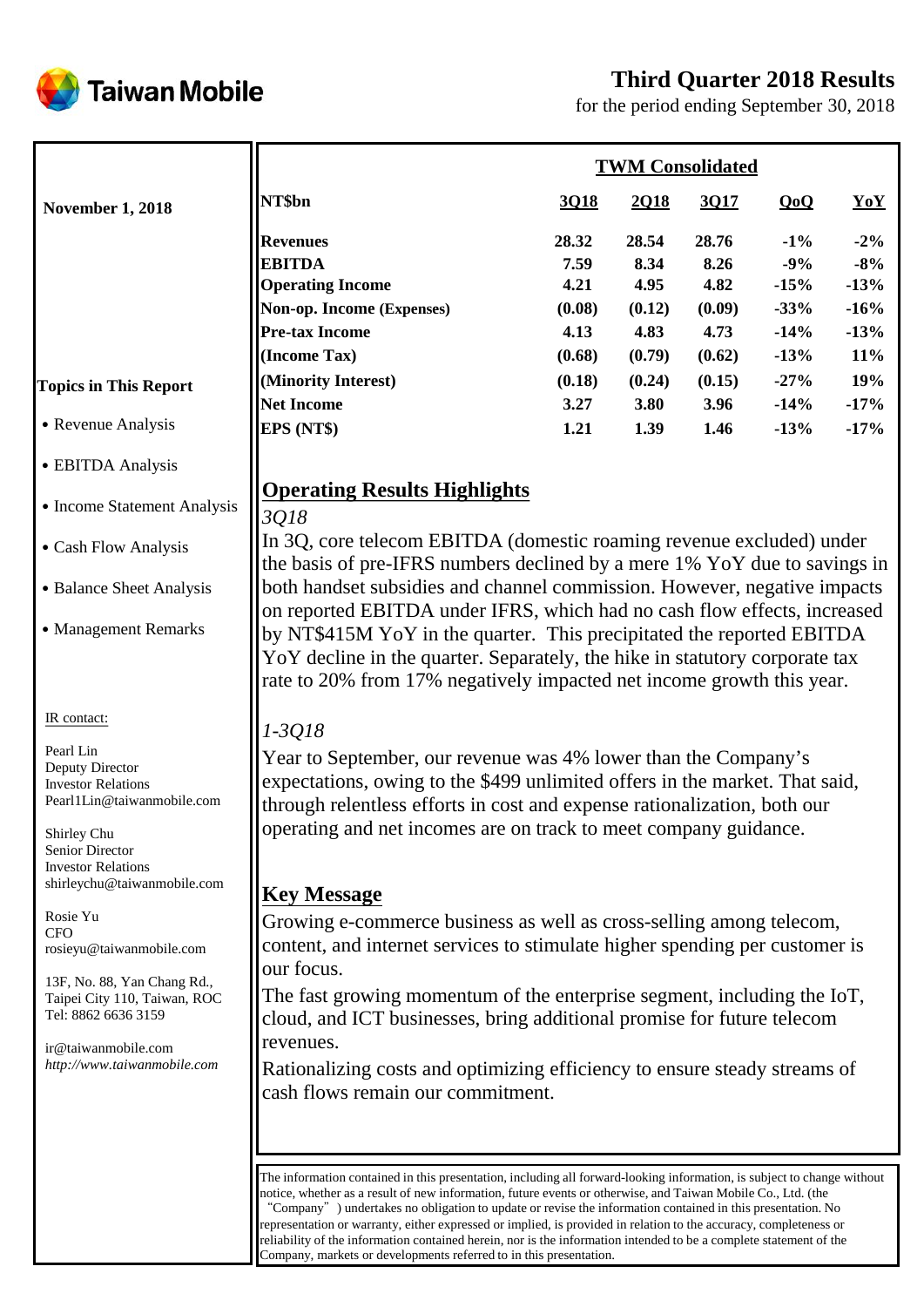# Taiwan Mobile

## Third Quarter 2018 Results

for the period ending September 30, 2018

**November 1, 2018**

| | **TWM Consolidated** | | | | |
|---|---|---|---|---|---|
| **NT$bn** | **3Q18** | **2Q18** | **3Q17** | **QoQ** | **YoY** |
| **Revenues** | **28.32** | **28.54** | **28.76** | **-1%** | **-2%** |
| **EBITDA** | **7.59** | **8.34** | **8.26** | **-9%** | **-8%** |
| **Operating Income** | **4.21** | **4.95** | **4.82** | **-15%** | **-13%** |
| **Non-op. Income (Expenses)** | **(0.08)** | **(0.12)** | **(0.09)** | **-33%** | **-16%** |
| **Pre-tax Income** | **4.13** | **4.83** | **4.73** | **-14%** | **-13%** |
| **(Income Tax)** | **(0.68)** | **(0.79)** | **(0.62)** | **-13%** | **11%** |
| **(Minority Interest)** | **(0.18)** | **(0.24)** | **(0.15)** | **-27%** | **19%** |
| **Net Income** | **3.27** | **3.80** | **3.96** | **-14%** | **-17%** |
| **EPS (NT$)** | **1.21** | **1.39** | **1.46** | **-13%** | **-17%** |

**Topics in This Report**

- Revenue Analysis
- EBITDA Analysis
- Income Statement Analysis
- Cash Flow Analysis
- Balance Sheet Analysis
- Management Remarks

## Operating Results Highlights

*3Q18*

In 3Q, core telecom EBITDA (domestic roaming revenue excluded) under the basis of pre-IFRS numbers declined by a mere 1% YoY due to savings in both handset subsidies and channel commission. However, negative impacts on reported EBITDA under IFRS, which had no cash flow effects, increased by NT$415M YoY in the quarter. This precipitated the reported EBITDA YoY decline in the quarter. Separately, the hike in statutory corporate tax rate to 20% from 17% negatively impacted net income growth this year.

*1-3Q18*

Year to September, our revenue was 4% lower than the Company's expectations, owing to the $499 unlimited offers in the market. That said, through relentless efforts in cost and expense rationalization, both our operating and net incomes are on track to meet company guidance.

## Key Message

Growing e-commerce business as well as cross-selling among telecom, content, and internet services to stimulate higher spending per customer is our focus.

The fast growing momentum of the enterprise segment, including the IoT, cloud, and ICT businesses, bring additional promise for future telecom revenues.

Rationalizing costs and optimizing efficiency to ensure steady streams of cash flows remain our commitment.

IR contact:

Pearl Lin
Deputy Director
Investor Relations
Pearl1Lin@taiwanmobile.com

Shirley Chu
Senior Director
Investor Relations
shirleychu@taiwanmobile.com

Rosie Yu
CFO
rosieyu@taiwanmobile.com

13F, No. 88, Yan Chang Rd.,
Taipei City 110, Taiwan, ROC
Tel: 8862 6636 3159

ir@taiwanmobile.com
*http://www.taiwanmobile.com*

The information contained in this presentation, including all forward-looking information, is subject to change without notice, whether as a result of new information, future events or otherwise, and Taiwan Mobile Co., Ltd. (the "Company") undertakes no obligation to update or revise the information contained in this presentation. No representation or warranty, either expressed or implied, is provided in relation to the accuracy, completeness or reliability of the information contained herein, nor is the information intended to be a complete statement of the Company, markets or developments referred to in this presentation.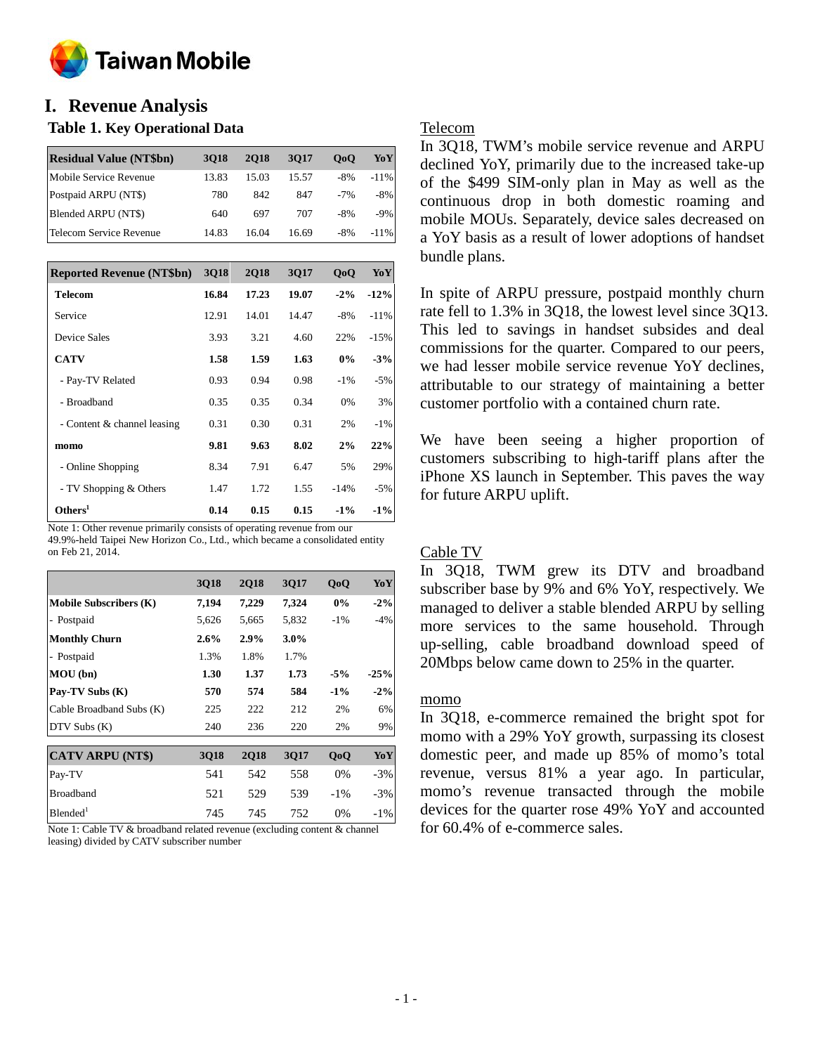# I. Revenue Analysis

### Table 1. Key Operational Data

| Residual Value (NT$bn) | 3Q18 | 2Q18 | 3Q17 | QoQ | YoY |
|---|---|---|---|---|---|
| Mobile Service Revenue | 13.83 | 15.03 | 15.57 | -8% | -11% |
| Postpaid ARPU (NT$) | 780 | 842 | 847 | -7% | -8% |
| Blended ARPU (NT$) | 640 | 697 | 707 | -8% | -9% |
| Telecom Service Revenue | 14.83 | 16.04 | 16.69 | -8% | -11% |

| Reported Revenue (NT$bn) | 3Q18 | 2Q18 | 3Q17 | QoQ | YoY |
|---|---|---|---|---|---|
| **Telecom** | **16.84** | **17.23** | **19.07** | **-2%** | **-12%** |
| Service | 12.91 | 14.01 | 14.47 | -8% | -11% |
| Device Sales | 3.93 | 3.21 | 4.60 | 22% | -15% |
| **CATV** | **1.58** | **1.59** | **1.63** | **0%** | **-3%** |
| - Pay-TV Related | 0.93 | 0.94 | 0.98 | -1% | -5% |
| - Broadband | 0.35 | 0.35 | 0.34 | 0% | 3% |
| - Content & channel leasing | 0.31 | 0.30 | 0.31 | 2% | -1% |
| **momo** | **9.81** | **9.63** | **8.02** | **2%** | **22%** |
| - Online Shopping | 8.34 | 7.91 | 6.47 | 5% | 29% |
| - TV Shopping & Others | 1.47 | 1.72 | 1.55 | -14% | -5% |
| **Others[1]** | **0.14** | **0.15** | **0.15** | **-1%** | **-1%** |

Note 1: Other revenue primarily consists of operating revenue from our 49.9%-held Taipei New Horizon Co., Ltd., which became a consolidated entity on Feb 21, 2014.

| | 3Q18 | 2Q18 | 3Q17 | QoQ | YoY |
|---|---|---|---|---|---|
| **Mobile Subscribers (K)** | **7,194** | **7,229** | **7,324** | **0%** | **-2%** |
| - Postpaid | 5,626 | 5,665 | 5,832 | -1% | -4% |
| **Monthly Churn** | **2.6%** | **2.9%** | **3.0%** | | |
| - Postpaid | 1.3% | 1.8% | 1.7% | | |
| **MOU (bn)** | **1.30** | **1.37** | **1.73** | **-5%** | **-25%** |
| **Pay-TV Subs (K)** | **570** | **574** | **584** | **-1%** | **-2%** |
| Cable Broadband Subs (K) | 225 | 222 | 212 | 2% | 6% |
| DTV Subs (K) | 240 | 236 | 220 | 2% | 9% |

| CATV ARPU (NT$) | 3Q18 | 2Q18 | 3Q17 | QoQ | YoY |
|---|---|---|---|---|---|
| Pay-TV | 541 | 542 | 558 | 0% | -3% |
| Broadband | 521 | 529 | 539 | -1% | -3% |
| Blended[1] | 745 | 745 | 752 | 0% | -1% |

Note 1: Cable TV & broadband related revenue (excluding content & channel leasing) divided by CATV subscriber number

## Telecom

In 3Q18, TWM's mobile service revenue and ARPU declined YoY, primarily due to the increased take-up of the $499 SIM-only plan in May as well as the continuous drop in both domestic roaming and mobile MOUs. Separately, device sales decreased on a YoY basis as a result of lower adoptions of handset bundle plans.

In spite of ARPU pressure, postpaid monthly churn rate fell to 1.3% in 3Q18, the lowest level since 3Q13. This led to savings in handset subsides and deal commissions for the quarter. Compared to our peers, we had lesser mobile service revenue YoY declines, attributable to our strategy of maintaining a better customer portfolio with a contained churn rate.

We have been seeing a higher proportion of customers subscribing to high-tariff plans after the iPhone XS launch in September. This paves the way for future ARPU uplift.

## Cable TV

In 3Q18, TWM grew its DTV and broadband subscriber base by 9% and 6% YoY, respectively. We managed to deliver a stable blended ARPU by selling more services to the same household. Through up-selling, cable broadband download speed of 20Mbps below came down to 25% in the quarter.

## momo

In 3Q18, e-commerce remained the bright spot for momo with a 29% YoY growth, surpassing its closest domestic peer, and made up 85% of momo's total revenue, versus 81% a year ago. In particular, momo's revenue transacted through the mobile devices for the quarter rose 49% YoY and accounted for 60.4% of e-commerce sales.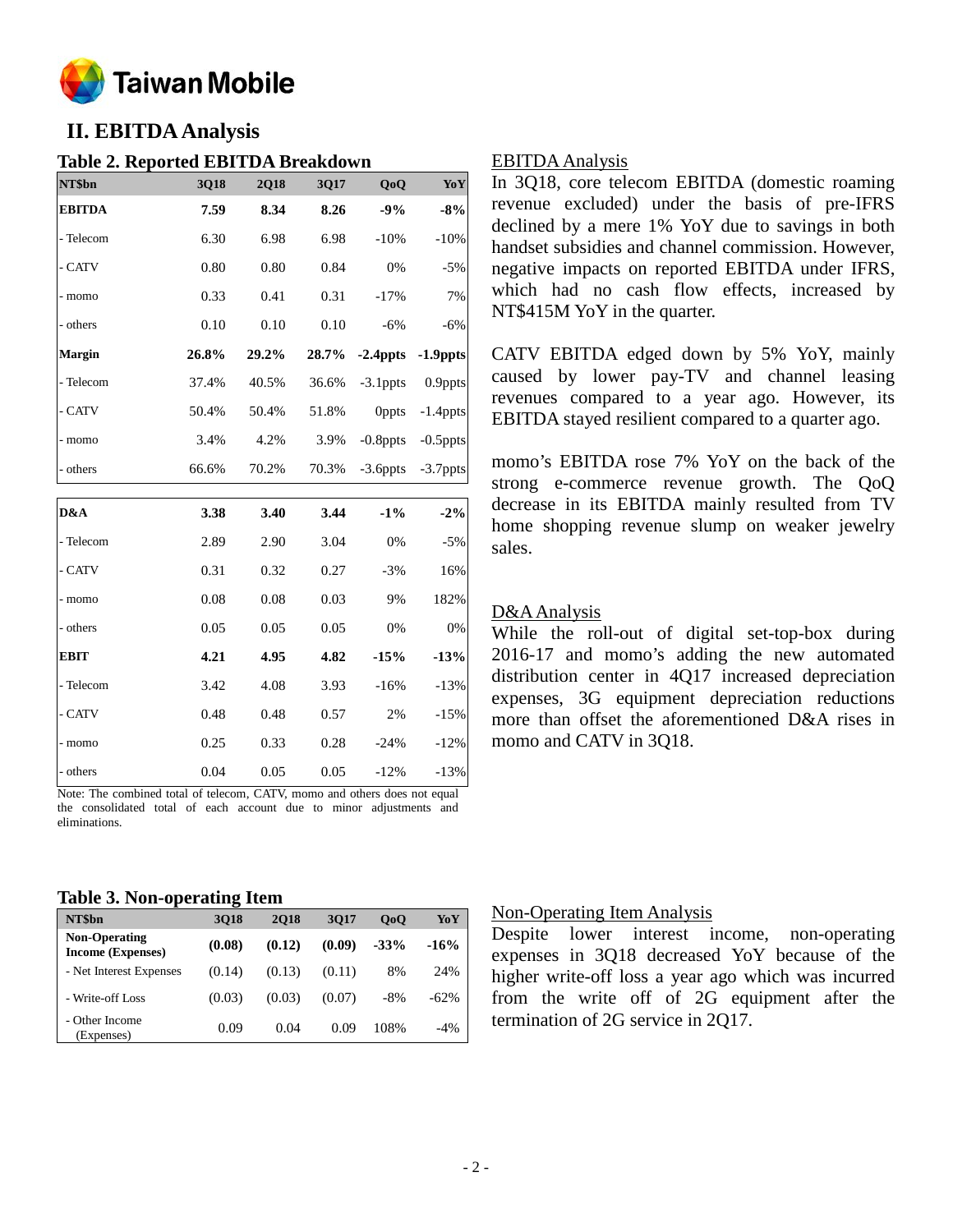## II. EBITDA Analysis

### Table 2. Reported EBITDA Breakdown

| NT$bn | 3Q18 | 2Q18 | 3Q17 | QoQ | YoY |
|---|---|---|---|---|---|
| **EBITDA** | **7.59** | **8.34** | **8.26** | **-9%** | **-8%** |
| - Telecom | 6.30 | 6.98 | 6.98 | -10% | -10% |
| - CATV | 0.80 | 0.80 | 0.84 | 0% | -5% |
| - momo | 0.33 | 0.41 | 0.31 | -17% | 7% |
| - others | 0.10 | 0.10 | 0.10 | -6% | -6% |
| **Margin** | **26.8%** | **29.2%** | **28.7%** | **-2.4ppts** | **-1.9ppts** |
| - Telecom | 37.4% | 40.5% | 36.6% | -3.1ppts | 0.9ppts |
| - CATV | 50.4% | 50.4% | 51.8% | 0ppts | -1.4ppts |
| - momo | 3.4% | 4.2% | 3.9% | -0.8ppts | -0.5ppts |
| - others | 66.6% | 70.2% | 70.3% | -3.6ppts | -3.7ppts |
| **D&A** | **3.38** | **3.40** | **3.44** | **-1%** | **-2%** |
| - Telecom | 2.89 | 2.90 | 3.04 | 0% | -5% |
| - CATV | 0.31 | 0.32 | 0.27 | -3% | 16% |
| - momo | 0.08 | 0.08 | 0.03 | 9% | 182% |
| - others | 0.05 | 0.05 | 0.05 | 0% | 0% |
| **EBIT** | **4.21** | **4.95** | **4.82** | **-15%** | **-13%** |
| - Telecom | 3.42 | 4.08 | 3.93 | -16% | -13% |
| - CATV | 0.48 | 0.48 | 0.57 | 2% | -15% |
| - momo | 0.25 | 0.33 | 0.28 | -24% | -12% |
| - others | 0.04 | 0.05 | 0.05 | -12% | -13% |

Note: The combined total of telecom, CATV, momo and others does not equal the consolidated total of each account due to minor adjustments and eliminations.

EBITDA Analysis

In 3Q18, core telecom EBITDA (domestic roaming revenue excluded) under the basis of pre-IFRS declined by a mere 1% YoY due to savings in both handset subsidies and channel commission. However, negative impacts on reported EBITDA under IFRS, which had no cash flow effects, increased by NT$415M YoY in the quarter.

CATV EBITDA edged down by 5% YoY, mainly caused by lower pay-TV and channel leasing revenues compared to a year ago. However, its EBITDA stayed resilient compared to a quarter ago.

momo's EBITDA rose 7% YoY on the back of the strong e-commerce revenue growth. The QoQ decrease in its EBITDA mainly resulted from TV home shopping revenue slump on weaker jewelry sales.

D&A Analysis

While the roll-out of digital set-top-box during 2016-17 and momo's adding the new automated distribution center in 4Q17 increased depreciation expenses, 3G equipment depreciation reductions more than offset the aforementioned D&A rises in momo and CATV in 3Q18.

### Table 3. Non-operating Item

| NT$bn | 3Q18 | 2Q18 | 3Q17 | QoQ | YoY |
|---|---|---|---|---|---|
| **Non-Operating Income (Expenses)** | **(0.08)** | **(0.12)** | **(0.09)** | **-33%** | **-16%** |
| - Net Interest Expenses | (0.14) | (0.13) | (0.11) | 8% | 24% |
| - Write-off Loss | (0.03) | (0.03) | (0.07) | -8% | -62% |
| - Other Income (Expenses) | 0.09 | 0.04 | 0.09 | 108% | -4% |

Non-Operating Item Analysis

Despite lower interest income, non-operating expenses in 3Q18 decreased YoY because of the higher write-off loss a year ago which was incurred from the write off of 2G equipment after the termination of 2G service in 2Q17.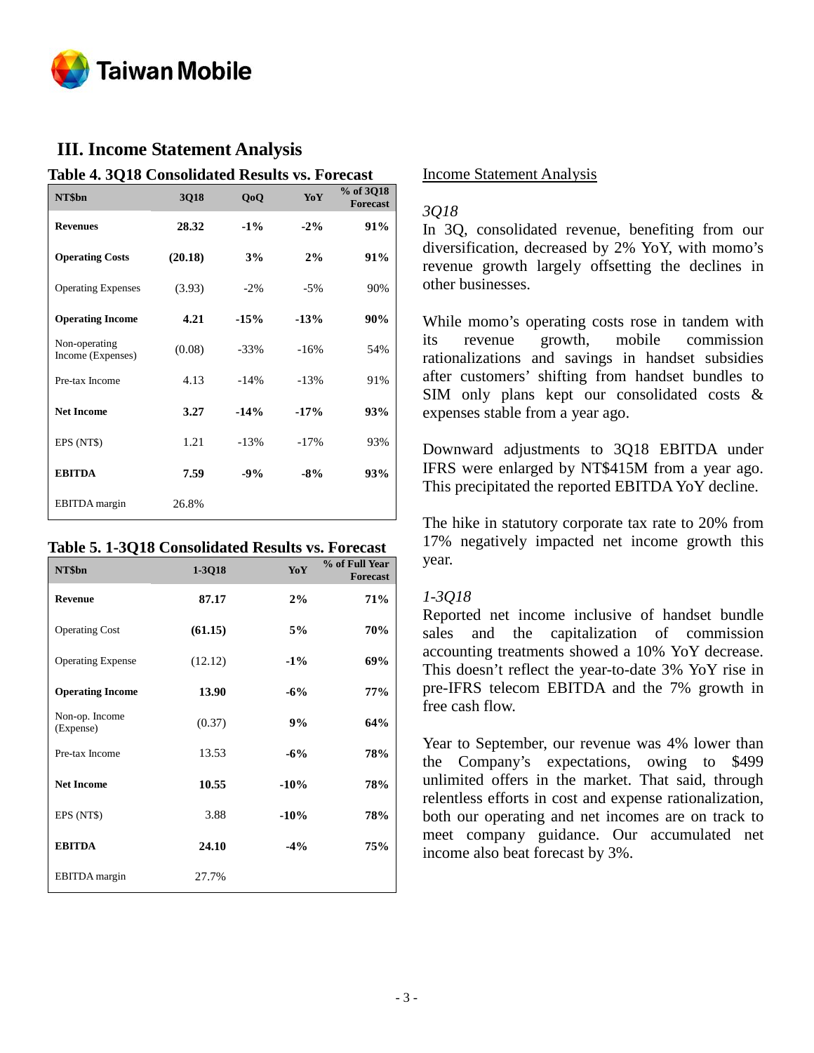## III. Income Statement Analysis

**Table 4. 3Q18 Consolidated Results vs. Forecast**

| NT$bn | 3Q18 | QoQ | YoY | % of 3Q18 Forecast |
|---|---|---|---|---|
| **Revenues** | **28.32** | **-1%** | **-2%** | **91%** |
| **Operating Costs** | **(20.18)** | **3%** | **2%** | **91%** |
| Operating Expenses | (3.93) | -2% | -5% | 90% |
| **Operating Income** | **4.21** | **-15%** | **-13%** | **90%** |
| Non-operating Income (Expenses) | (0.08) | -33% | -16% | 54% |
| Pre-tax Income | 4.13 | -14% | -13% | 91% |
| **Net Income** | **3.27** | **-14%** | **-17%** | **93%** |
| EPS (NT$) | 1.21 | -13% | -17% | 93% |
| **EBITDA** | **7.59** | **-9%** | **-8%** | **93%** |
| EBITDA margin | 26.8% | | | |

**Table 5. 1-3Q18 Consolidated Results vs. Forecast**

| NT$bn | 1-3Q18 | YoY | % of Full Year Forecast |
|---|---|---|---|
| **Revenue** | **87.17** | **2%** | **71%** |
| Operating Cost | **(61.15)** | **5%** | **70%** |
| Operating Expense | (12.12) | **-1%** | **69%** |
| **Operating Income** | **13.90** | **-6%** | **77%** |
| Non-op. Income (Expense) | (0.37) | **9%** | **64%** |
| Pre-tax Income | 13.53 | **-6%** | **78%** |
| **Net Income** | **10.55** | **-10%** | **78%** |
| EPS (NT$) | 3.88 | **-10%** | **78%** |
| **EBITDA** | **24.10** | **-4%** | **75%** |
| EBITDA margin | 27.7% | | |

Income Statement Analysis

*3Q18*

In 3Q, consolidated revenue, benefiting from our diversification, decreased by 2% YoY, with momo's revenue growth largely offsetting the declines in other businesses.

While momo's operating costs rose in tandem with its revenue growth, mobile commission rationalizations and savings in handset subsidies after customers' shifting from handset bundles to SIM only plans kept our consolidated costs & expenses stable from a year ago.

Downward adjustments to 3Q18 EBITDA under IFRS were enlarged by NT$415M from a year ago. This precipitated the reported EBITDA YoY decline.

The hike in statutory corporate tax rate to 20% from 17% negatively impacted net income growth this year.

*1-3Q18*

Reported net income inclusive of handset bundle sales and the capitalization of commission accounting treatments showed a 10% YoY decrease. This doesn't reflect the year-to-date 3% YoY rise in pre-IFRS telecom EBITDA and the 7% growth in free cash flow.

Year to September, our revenue was 4% lower than the Company's expectations, owing to $499 unlimited offers in the market. That said, through relentless efforts in cost and expense rationalization, both our operating and net incomes are on track to meet company guidance. Our accumulated net income also beat forecast by 3%.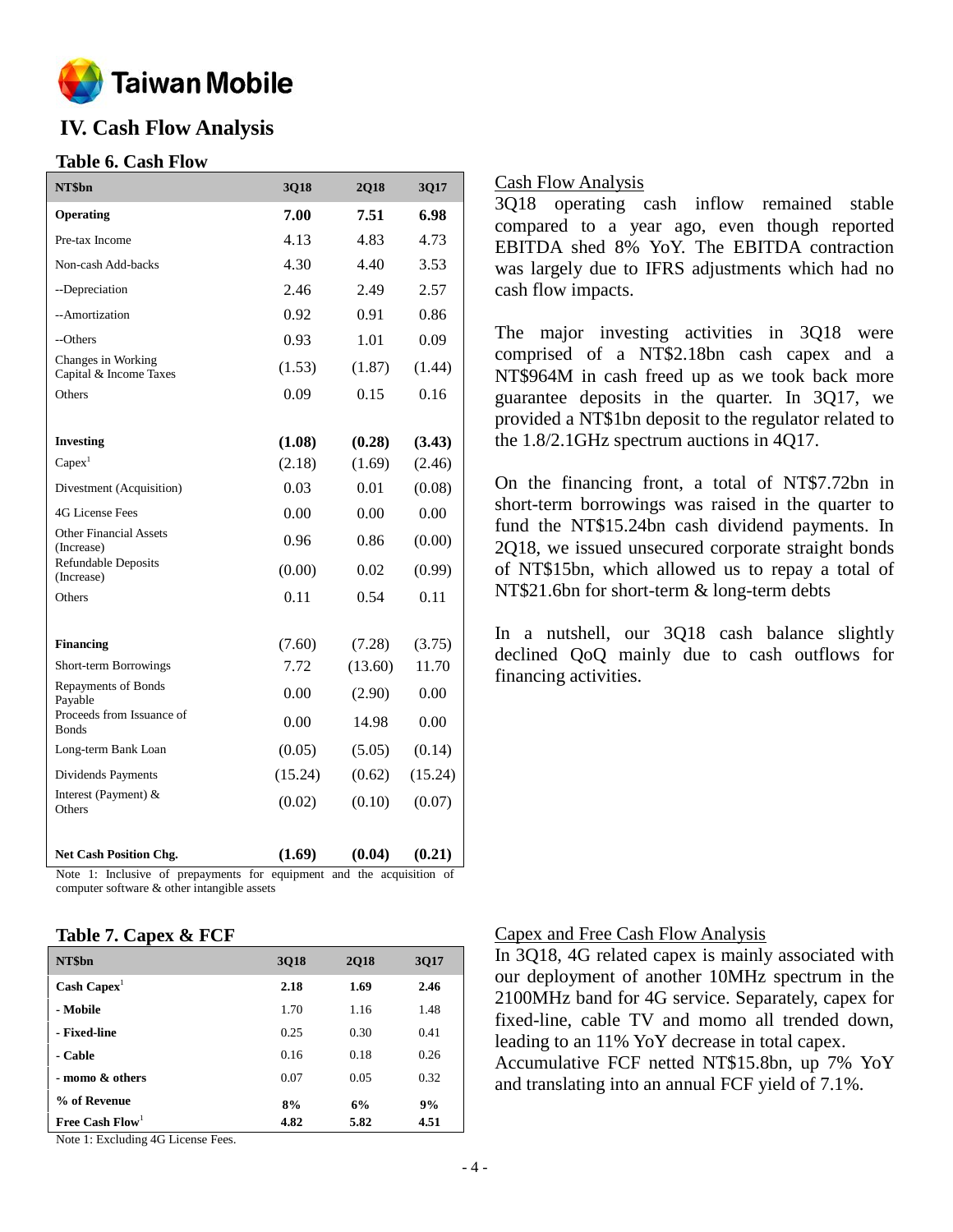# IV. Cash Flow Analysis

## Table 6. Cash Flow

| NT$bn | 3Q18 | 2Q18 | 3Q17 |
|---|---|---|---|
| **Operating** | **7.00** | **7.51** | **6.98** |
| Pre-tax Income | 4.13 | 4.83 | 4.73 |
| Non-cash Add-backs | 4.30 | 4.40 | 3.53 |
| --Depreciation | 2.46 | 2.49 | 2.57 |
| --Amortization | 0.92 | 0.91 | 0.86 |
| --Others | 0.93 | 1.01 | 0.09 |
| Changes in Working Capital & Income Taxes | (1.53) | (1.87) | (1.44) |
| Others | 0.09 | 0.15 | 0.16 |
| | | | |
| **Investing** | **(1.08)** | **(0.28)** | **(3.43)** |
| Capex[1] | (2.18) | (1.69) | (2.46) |
| Divestment (Acquisition) | 0.03 | 0.01 | (0.08) |
| 4G License Fees | 0.00 | 0.00 | 0.00 |
| Other Financial Assets (Increase) | 0.96 | 0.86 | (0.00) |
| Refundable Deposits (Increase) | (0.00) | 0.02 | (0.99) |
| Others | 0.11 | 0.54 | 0.11 |
| | | | |
| **Financing** | (7.60) | (7.28) | (3.75) |
| Short-term Borrowings | 7.72 | (13.60) | 11.70 |
| Repayments of Bonds Payable | 0.00 | (2.90) | 0.00 |
| Proceeds from Issuance of Bonds | 0.00 | 14.98 | 0.00 |
| Long-term Bank Loan | (0.05) | (5.05) | (0.14) |
| Dividends Payments | (15.24) | (0.62) | (15.24) |
| Interest (Payment) & Others | (0.02) | (0.10) | (0.07) |
| | | | |
| **Net Cash Position Chg.** | **(1.69)** | **(0.04)** | **(0.21)** |

Note 1: Inclusive of prepayments for equipment and the acquisition of computer software & other intangible assets

### Cash Flow Analysis

3Q18 operating cash inflow remained stable compared to a year ago, even though reported EBITDA shed 8% YoY. The EBITDA contraction was largely due to IFRS adjustments which had no cash flow impacts.

The major investing activities in 3Q18 were comprised of a NT$2.18bn cash capex and a NT$964M in cash freed up as we took back more guarantee deposits in the quarter. In 3Q17, we provided a NT$1bn deposit to the regulator related to the 1.8/2.1GHz spectrum auctions in 4Q17.

On the financing front, a total of NT$7.72bn in short-term borrowings was raised in the quarter to fund the NT$15.24bn cash dividend payments. In 2Q18, we issued unsecured corporate straight bonds of NT$15bn, which allowed us to repay a total of NT$21.6bn for short-term & long-term debts

In a nutshell, our 3Q18 cash balance slightly declined QoQ mainly due to cash outflows for financing activities.

## Table 7. Capex & FCF

| NT$bn | 3Q18 | 2Q18 | 3Q17 |
|---|---|---|---|
| **Cash Capex**[1] | **2.18** | **1.69** | **2.46** |
| **- Mobile** | 1.70 | 1.16 | 1.48 |
| **- Fixed-line** | 0.25 | 0.30 | 0.41 |
| **- Cable** | 0.16 | 0.18 | 0.26 |
| **- momo & others** | 0.07 | 0.05 | 0.32 |
| **% of Revenue** | **8%** | **6%** | **9%** |
| **Free Cash Flow**[1] | **4.82** | **5.82** | **4.51** |

Note 1: Excluding 4G License Fees.

### Capex and Free Cash Flow Analysis

In 3Q18, 4G related capex is mainly associated with our deployment of another 10MHz spectrum in the 2100MHz band for 4G service. Separately, capex for fixed-line, cable TV and momo all trended down, leading to an 11% YoY decrease in total capex.
Accumulative FCF netted NT$15.8bn, up 7% YoY and translating into an annual FCF yield of 7.1%.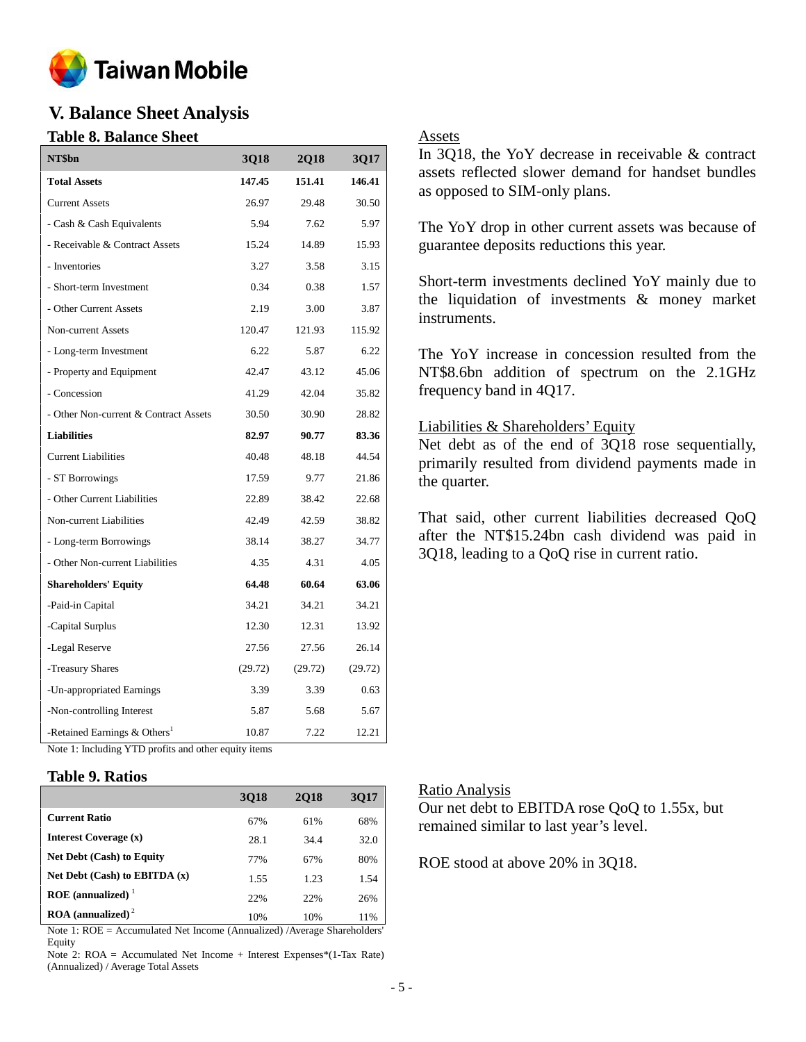# V. Balance Sheet Analysis

## Table 8. Balance Sheet

| NT$bn | 3Q18 | 2Q18 | 3Q17 |
|---|---|---|---|
| **Total Assets** | **147.45** | **151.41** | **146.41** |
| Current Assets | 26.97 | 29.48 | 30.50 |
| - Cash & Cash Equivalents | 5.94 | 7.62 | 5.97 |
| - Receivable & Contract Assets | 15.24 | 14.89 | 15.93 |
| - Inventories | 3.27 | 3.58 | 3.15 |
| - Short-term Investment | 0.34 | 0.38 | 1.57 |
| - Other Current Assets | 2.19 | 3.00 | 3.87 |
| Non-current Assets | 120.47 | 121.93 | 115.92 |
| - Long-term Investment | 6.22 | 5.87 | 6.22 |
| - Property and Equipment | 42.47 | 43.12 | 45.06 |
| - Concession | 41.29 | 42.04 | 35.82 |
| - Other Non-current & Contract Assets | 30.50 | 30.90 | 28.82 |
| **Liabilities** | **82.97** | **90.77** | **83.36** |
| Current Liabilities | 40.48 | 48.18 | 44.54 |
| - ST Borrowings | 17.59 | 9.77 | 21.86 |
| - Other Current Liabilities | 22.89 | 38.42 | 22.68 |
| Non-current Liabilities | 42.49 | 42.59 | 38.82 |
| - Long-term Borrowings | 38.14 | 38.27 | 34.77 |
| - Other Non-current Liabilities | 4.35 | 4.31 | 4.05 |
| **Shareholders' Equity** | **64.48** | **60.64** | **63.06** |
| -Paid-in Capital | 34.21 | 34.21 | 34.21 |
| -Capital Surplus | 12.30 | 12.31 | 13.92 |
| -Legal Reserve | 27.56 | 27.56 | 26.14 |
| -Treasury Shares | (29.72) | (29.72) | (29.72) |
| -Un-appropriated Earnings | 3.39 | 3.39 | 0.63 |
| -Non-controlling Interest | 5.87 | 5.68 | 5.67 |
| -Retained Earnings & Others[1] | 10.87 | 7.22 | 12.21 |

Note 1: Including YTD profits and other equity items

### Assets

In 3Q18, the YoY decrease in receivable & contract assets reflected slower demand for handset bundles as opposed to SIM-only plans.

The YoY drop in other current assets was because of guarantee deposits reductions this year.

Short-term investments declined YoY mainly due to the liquidation of investments & money market instruments.

The YoY increase in concession resulted from the NT$8.6bn addition of spectrum on the 2.1GHz frequency band in 4Q17.

### Liabilities & Shareholders' Equity

Net debt as of the end of 3Q18 rose sequentially, primarily resulted from dividend payments made in the quarter.

That said, other current liabilities decreased QoQ after the NT$15.24bn cash dividend was paid in 3Q18, leading to a QoQ rise in current ratio.

## Table 9. Ratios

| | 3Q18 | 2Q18 | 3Q17 |
|---|---|---|---|
| **Current Ratio** | 67% | 61% | 68% |
| **Interest Coverage (x)** | 28.1 | 34.4 | 32.0 |
| **Net Debt (Cash) to Equity** | 77% | 67% | 80% |
| **Net Debt (Cash) to EBITDA (x)** | 1.55 | 1.23 | 1.54 |
| **ROE (annualized)**[1] | 22% | 22% | 26% |
| **ROA (annualized)**[2] | 10% | 10% | 11% |

Note 1: ROE = Accumulated Net Income (Annualized) /Average Shareholders' Equity

Note 2: ROA = Accumulated Net Income + Interest Expenses*(1-Tax Rate) (Annualized) / Average Total Assets

### Ratio Analysis

Our net debt to EBITDA rose QoQ to 1.55x, but remained similar to last year's level.

ROE stood at above 20% in 3Q18.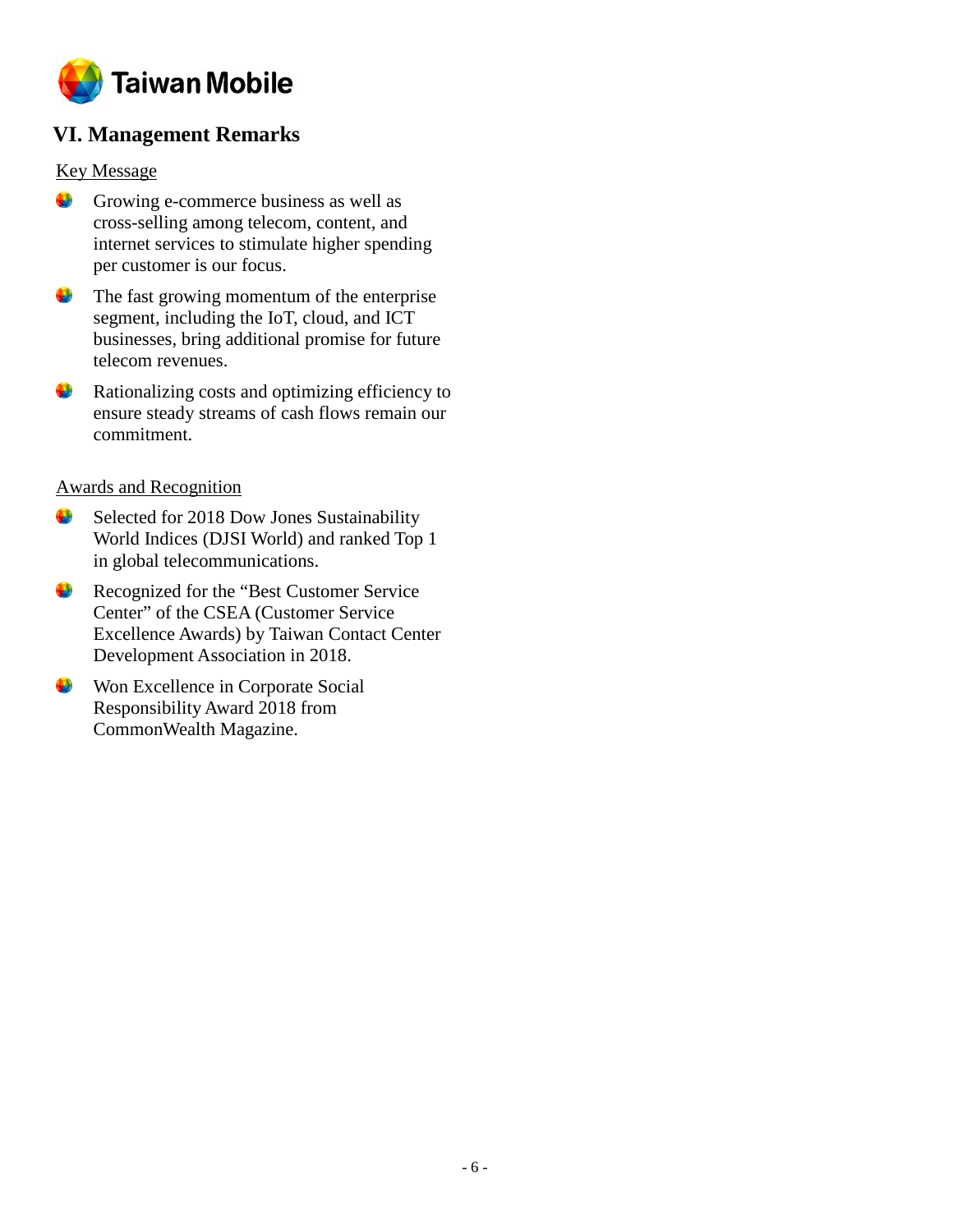## VI. Management Remarks

Key Message

- Growing e-commerce business as well as cross-selling among telecom, content, and internet services to stimulate higher spending per customer is our focus.
- The fast growing momentum of the enterprise segment, including the IoT, cloud, and ICT businesses, bring additional promise for future telecom revenues.
- Rationalizing costs and optimizing efficiency to ensure steady streams of cash flows remain our commitment.

Awards and Recognition

- Selected for 2018 Dow Jones Sustainability World Indices (DJSI World) and ranked Top 1 in global telecommunications.
- Recognized for the "Best Customer Service Center" of the CSEA (Customer Service Excellence Awards) by Taiwan Contact Center Development Association in 2018.
- Won Excellence in Corporate Social Responsibility Award 2018 from CommonWealth Magazine.